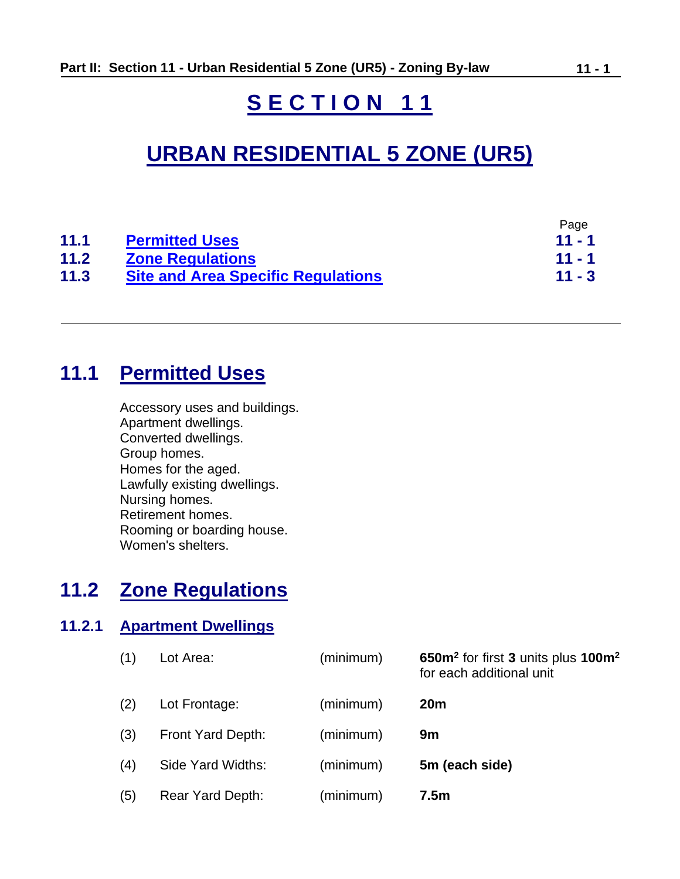# SECTION 11

# URBAN RESIDENTIAL 5 ZONE (UR5)

| | | Page |
|---|---|---|
| **11.1** | **Permitted Uses** | **11 - 1** |
| **11.2** | **Zone Regulations** | **11 - 1** |
| **11.3** | **Site and Area Specific Regulations** | **11 - 3** |

---

## 11.1 Permitted Uses

Accessory uses and buildings.
Apartment dwellings.
Converted dwellings.
Group homes.
Homes for the aged.
Lawfully existing dwellings.
Nursing homes.
Retirement homes.
Rooming or boarding house.
Women's shelters.

## 11.2 Zone Regulations

### 11.2.1 Apartment Dwellings

| | | | |
|---|---|---|---|
| (1) | Lot Area: | (minimum) | **650m$^2$** for first **3** units plus **100m$^2$** for each additional unit |
| (2) | Lot Frontage: | (minimum) | **20m** |
| (3) | Front Yard Depth: | (minimum) | **9m** |
| (4) | Side Yard Widths: | (minimum) | **5m (each side)** |
| (5) | Rear Yard Depth: | (minimum) | **7.5m** |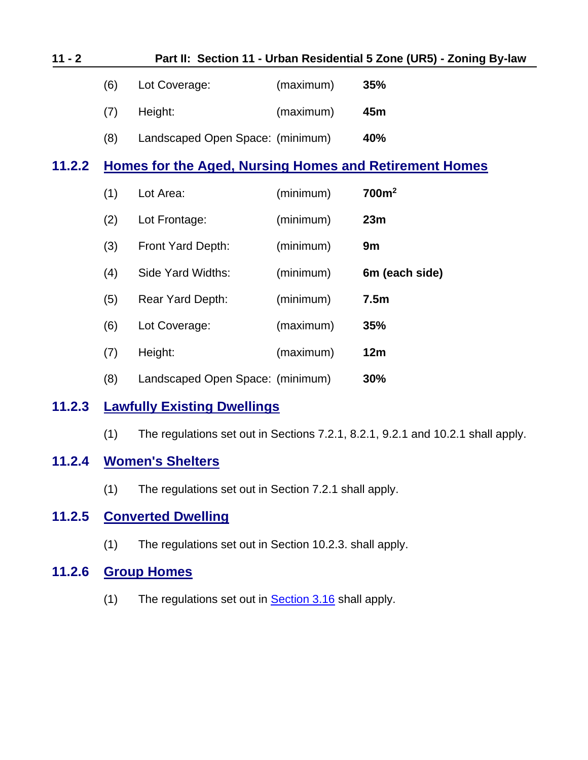(6) Lot Coverage: (maximum) **35%**

(7) Height: (maximum) **45m**

(8) Landscaped Open Space: (minimum) **40%**

### 11.2.2 Homes for the Aged, Nursing Homes and Retirement Homes

(1) Lot Area: (minimum) **700m$^2$**

(2) Lot Frontage: (minimum) **23m**

(3) Front Yard Depth: (minimum) **9m**

(4) Side Yard Widths: (minimum) **6m (each side)**

(5) Rear Yard Depth: (minimum) **7.5m**

(6) Lot Coverage: (maximum) **35%**

(7) Height: (maximum) **12m**

(8) Landscaped Open Space: (minimum) **30%**

### 11.2.3 Lawfully Existing Dwellings

(1) The regulations set out in Sections 7.2.1, 8.2.1, 9.2.1 and 10.2.1 shall apply.

### 11.2.4 Women's Shelters

(1) The regulations set out in Section 7.2.1 shall apply.

### 11.2.5 Converted Dwelling

(1) The regulations set out in Section 10.2.3. shall apply.

### 11.2.6 Group Homes

(1) The regulations set out in Section 3.16 shall apply.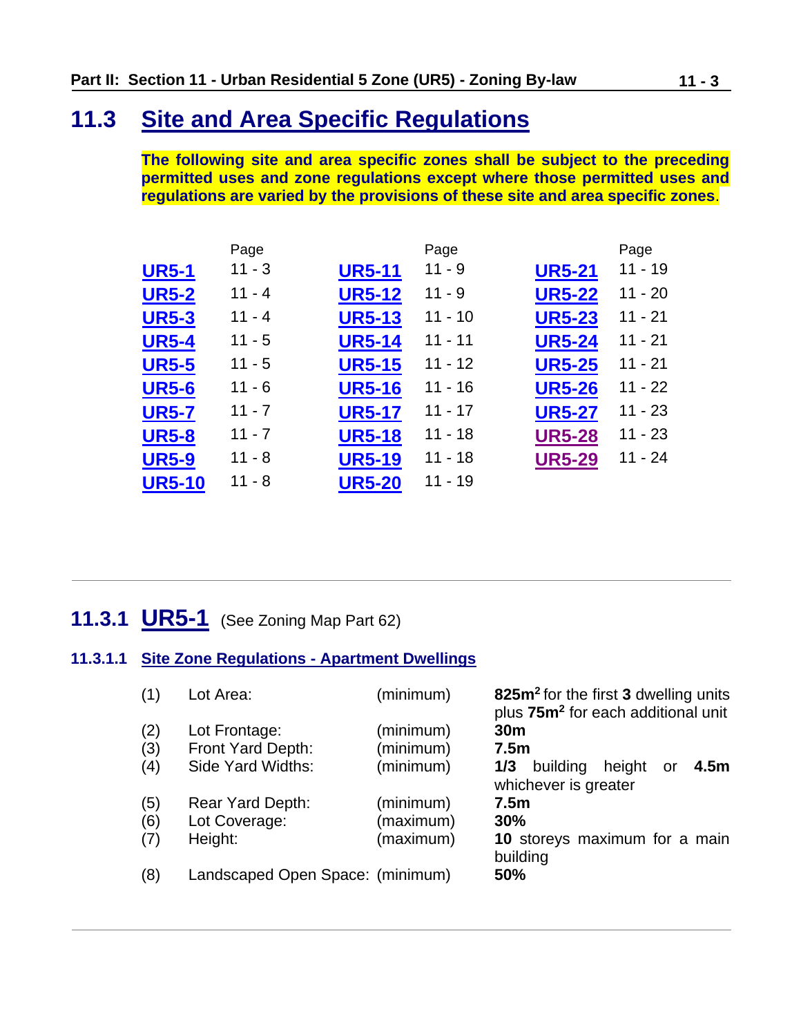## 11.3 Site and Area Specific Regulations

**The following site and area specific zones shall be subject to the preceding permitted uses and zone regulations except where those permitted uses and regulations are varied by the provisions of these site and area specific zones**.

| | Page | | Page | | Page |
|---|---|---|---|---|---|
| **UR5-1** | 11 - 3 | **UR5-11** | 11 - 9 | **UR5-21** | 11 - 19 |
| **UR5-2** | 11 - 4 | **UR5-12** | 11 - 9 | **UR5-22** | 11 - 20 |
| **UR5-3** | 11 - 4 | **UR5-13** | 11 - 10 | **UR5-23** | 11 - 21 |
| **UR5-4** | 11 - 5 | **UR5-14** | 11 - 11 | **UR5-24** | 11 - 21 |
| **UR5-5** | 11 - 5 | **UR5-15** | 11 - 12 | **UR5-25** | 11 - 21 |
| **UR5-6** | 11 - 6 | **UR5-16** | 11 - 16 | **UR5-26** | 11 - 22 |
| **UR5-7** | 11 - 7 | **UR5-17** | 11 - 17 | **UR5-27** | 11 - 23 |
| **UR5-8** | 11 - 7 | **UR5-18** | 11 - 18 | **UR5-28** | 11 - 23 |
| **UR5-9** | 11 - 8 | **UR5-19** | 11 - 18 | **UR5-29** | 11 - 24 |
| **UR5-10** | 11 - 8 | **UR5-20** | 11 - 19 | | |

---

### 11.3.1 UR5-1 (See Zoning Map Part 62)

#### 11.3.1.1 Site Zone Regulations - Apartment Dwellings

| | | | |
|---|---|---|---|
| (1) | Lot Area: | (minimum) | **825m²** for the first **3** dwelling units plus **75m²** for each additional unit |
| (2) | Lot Frontage: | (minimum) | **30m** |
| (3) | Front Yard Depth: | (minimum) | **7.5m** |
| (4) | Side Yard Widths: | (minimum) | **1/3** building height or **4.5m** whichever is greater |
| (5) | Rear Yard Depth: | (minimum) | **7.5m** |
| (6) | Lot Coverage: | (maximum) | **30%** |
| (7) | Height: | (maximum) | **10** storeys maximum for a main building |
| (8) | Landscaped Open Space: | (minimum) | **50%** |

---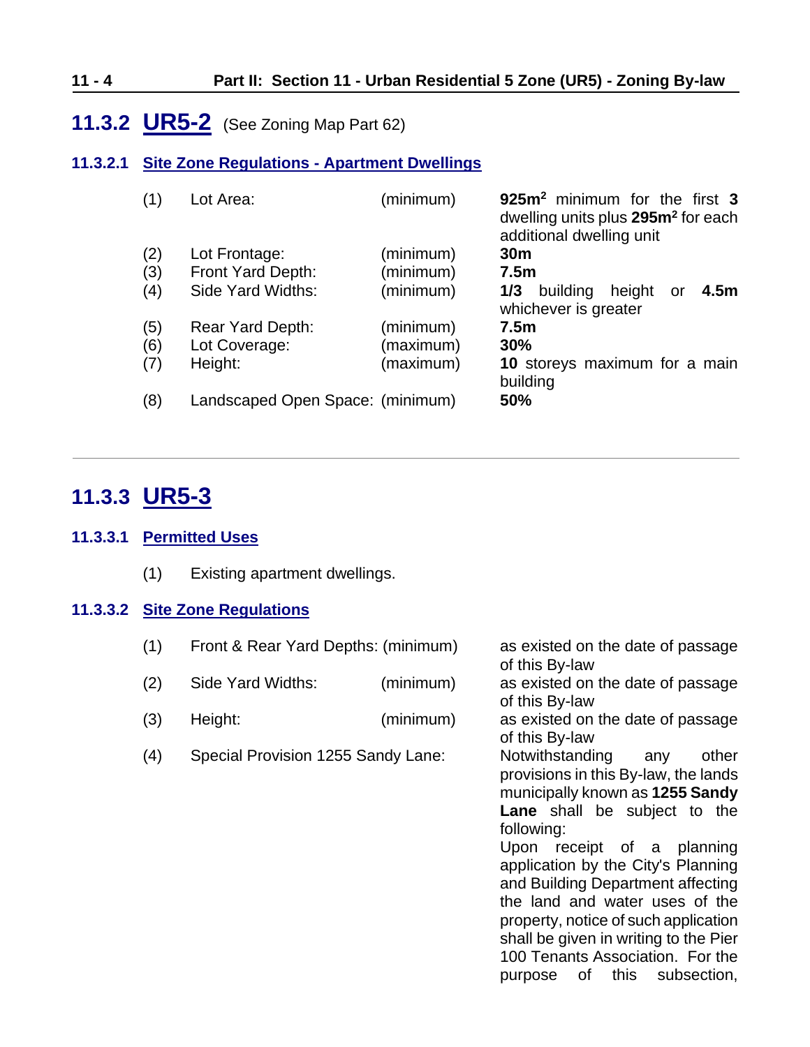## 11.3.2 UR5-2 (See Zoning Map Part 62)

### 11.3.2.1 Site Zone Regulations - Apartment Dwellings

| | | | |
|---|---|---|---|
| (1) | Lot Area: | (minimum) | **925m$^2$** minimum for the first **3** dwelling units plus **295m$^2$** for each additional dwelling unit |
| (2) | Lot Frontage: | (minimum) | **30m** |
| (3) | Front Yard Depth: | (minimum) | **7.5m** |
| (4) | Side Yard Widths: | (minimum) | **1/3** building height or **4.5m** whichever is greater |
| (5) | Rear Yard Depth: | (minimum) | **7.5m** |
| (6) | Lot Coverage: | (maximum) | **30%** |
| (7) | Height: | (maximum) | **10** storeys maximum for a main building |
| (8) | Landscaped Open Space: | (minimum) | **50%** |

---

## 11.3.3 UR5-3

### 11.3.3.1 Permitted Uses

(1) Existing apartment dwellings.

### 11.3.3.2 Site Zone Regulations

| | | | |
|---|---|---|---|
| (1) | Front & Rear Yard Depths: | (minimum) | as existed on the date of passage of this By-law |
| (2) | Side Yard Widths: | (minimum) | as existed on the date of passage of this By-law |
| (3) | Height: | (minimum) | as existed on the date of passage of this By-law |
| (4) | Special Provision 1255 Sandy Lane: | | Notwithstanding any other provisions in this By-law, the lands municipally known as **1255 Sandy Lane** shall be subject to the following: Upon receipt of a planning application by the City's Planning and Building Department affecting the land and water uses of the property, notice of such application shall be given in writing to the Pier 100 Tenants Association. For the purpose of this subsection, |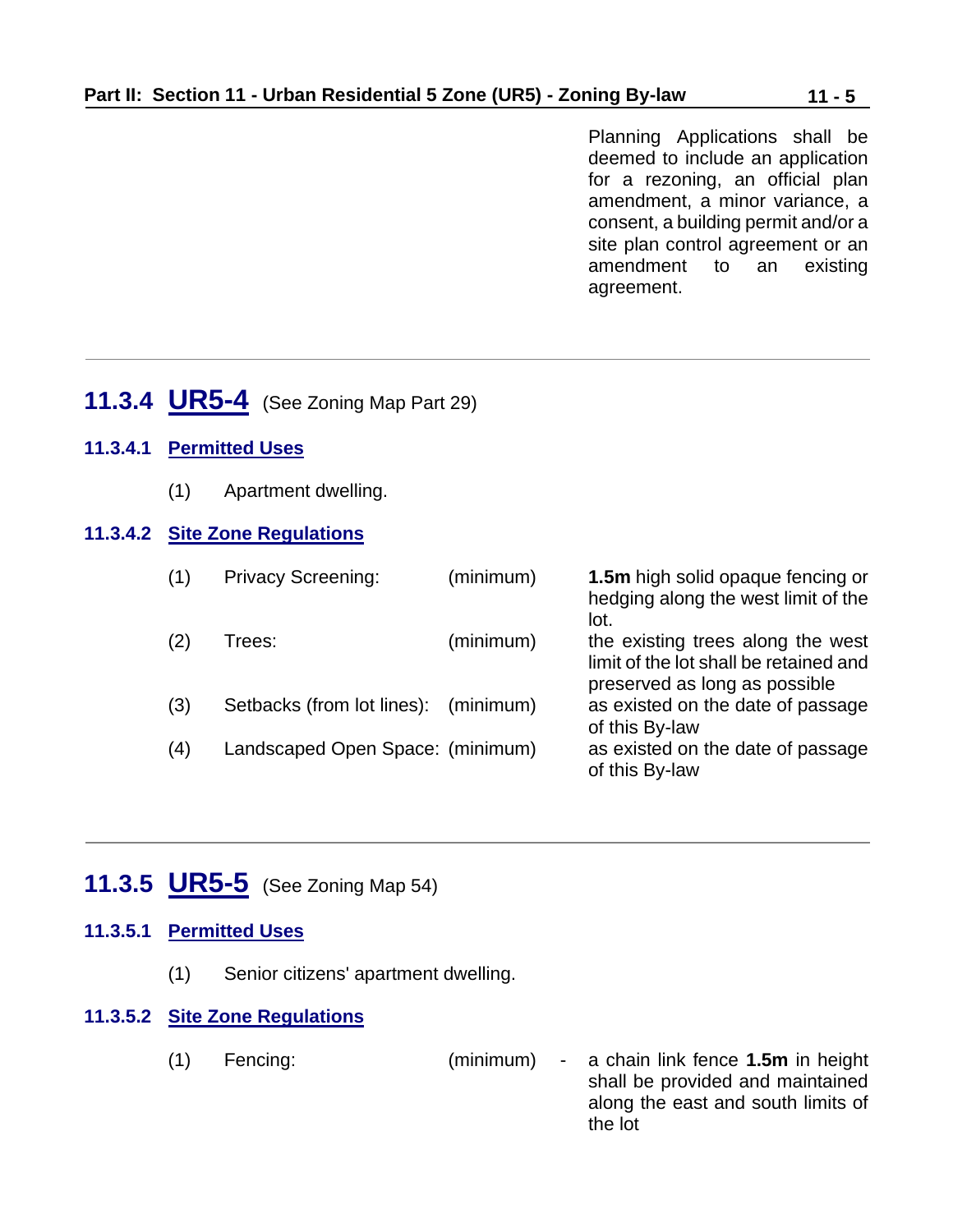Planning Applications shall be deemed to include an application for a rezoning, an official plan amendment, a minor variance, a consent, a building permit and/or a site plan control agreement or an amendment to an existing agreement.

---

## 11.3.4 UR5-4 (See Zoning Map Part 29)

### 11.3.4.1 Permitted Uses

(1) Apartment dwelling.

### 11.3.4.2 Site Zone Regulations

| | | | |
|---|---|---|---|
| (1) | Privacy Screening: | (minimum) | **1.5m** high solid opaque fencing or hedging along the west limit of the lot. |
| (2) | Trees: | (minimum) | the existing trees along the west limit of the lot shall be retained and preserved as long as possible |
| (3) | Setbacks (from lot lines): | (minimum) | as existed on the date of passage of this By-law |
| (4) | Landscaped Open Space: | (minimum) | as existed on the date of passage of this By-law |

---

## 11.3.5 UR5-5 (See Zoning Map 54)

### 11.3.5.1 Permitted Uses

(1) Senior citizens' apartment dwelling.

### 11.3.5.2 Site Zone Regulations

| | | | |
|---|---|---|---|
| (1) | Fencing: | (minimum) | - a chain link fence **1.5m** in height shall be provided and maintained along the east and south limits of the lot |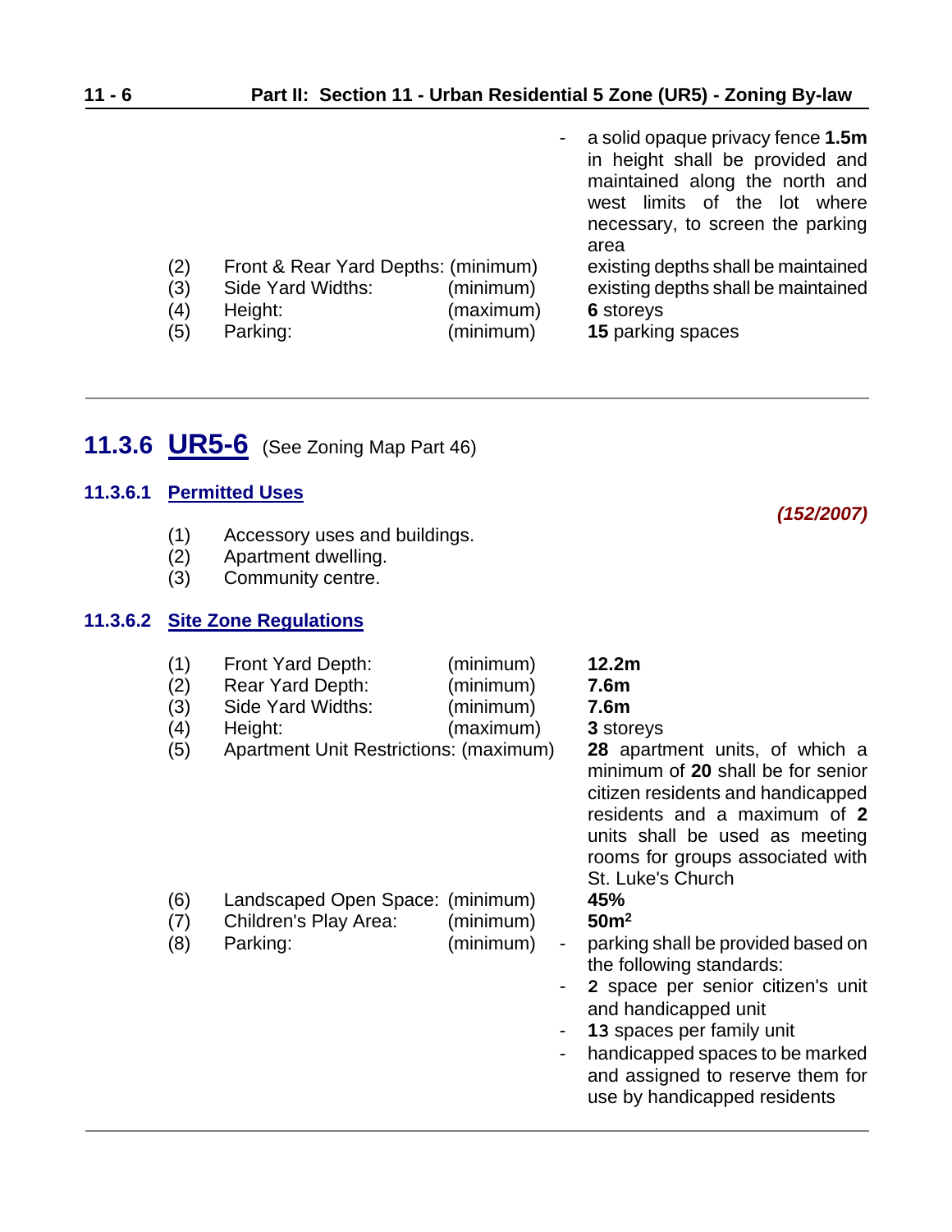- a solid opaque privacy fence **1.5m** in height shall be provided and maintained along the north and west limits of the lot where necessary, to screen the parking area

| | | | |
|---|---|---|---|
| (2) | Front & Rear Yard Depths: | (minimum) | existing depths shall be maintained |
| (3) | Side Yard Widths: | (minimum) | existing depths shall be maintained |
| (4) | Height: | (maximum) | **6** storeys |
| (5) | Parking: | (minimum) | **15** parking spaces |

---

## 11.3.6 UR5-6 (See Zoning Map Part 46)

### 11.3.6.1 Permitted Uses

***(152/2007)***

(1) Accessory uses and buildings.
(2) Apartment dwelling.
(3) Community centre.

### 11.3.6.2 Site Zone Regulations

| | | | |
|---|---|---|---|
| (1) | Front Yard Depth: | (minimum) | **12.2m** |
| (2) | Rear Yard Depth: | (minimum) | **7.6m** |
| (3) | Side Yard Widths: | (minimum) | **7.6m** |
| (4) | Height: | (maximum) | **3** storeys |
| (5) | Apartment Unit Restrictions: | (maximum) | **28** apartment units, of which a minimum of **20** shall be for senior citizen residents and handicapped residents and a maximum of **2** units shall be used as meeting rooms for groups associated with St. Luke's Church |
| (6) | Landscaped Open Space: | (minimum) | **45%** |
| (7) | Children's Play Area: | (minimum) | **50m²** |
| (8) | Parking: | (minimum) | - parking shall be provided based on the following standards:<br>- **2** space per senior citizen's unit and handicapped unit<br>- **13** spaces per family unit<br>- handicapped spaces to be marked and assigned to reserve them for use by handicapped residents |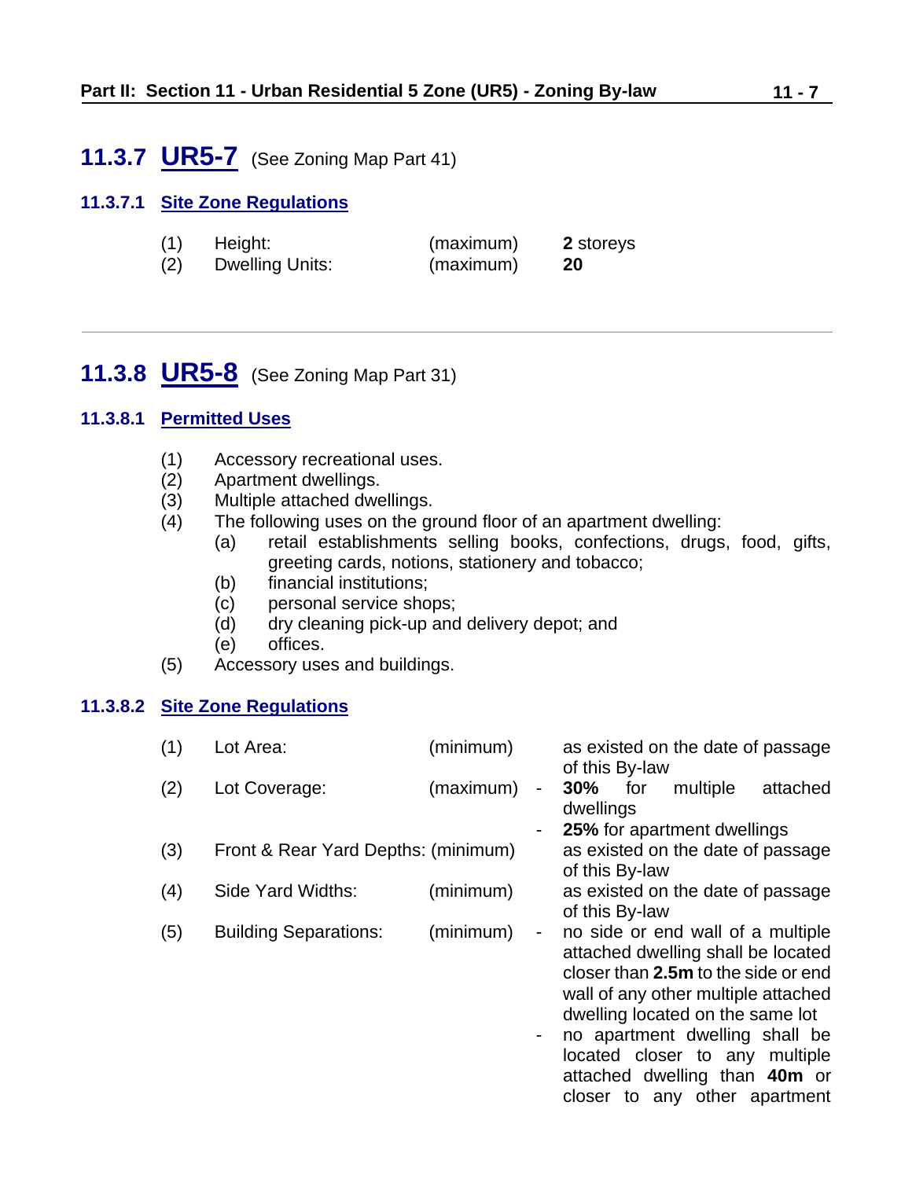## 11.3.7 UR5-7 (See Zoning Map Part 41)

### 11.3.7.1 Site Zone Regulations

| | | | |
|---|---|---|---|
| (1) | Height: | (maximum) | **2** storeys |
| (2) | Dwelling Units: | (maximum) | **20** |

---

## 11.3.8 UR5-8 (See Zoning Map Part 31)

### 11.3.8.1 Permitted Uses

(1) Accessory recreational uses.
(2) Apartment dwellings.
(3) Multiple attached dwellings.
(4) The following uses on the ground floor of an apartment dwelling:
  (a) retail establishments selling books, confections, drugs, food, gifts, greeting cards, notions, stationery and tobacco;
  (b) financial institutions;
  (c) personal service shops;
  (d) dry cleaning pick-up and delivery depot; and
  (e) offices.
(5) Accessory uses and buildings.

### 11.3.8.2 Site Zone Regulations

| | | | |
|---|---|---|---|
| (1) | Lot Area: | (minimum) | as existed on the date of passage of this By-law |
| (2) | Lot Coverage: | (maximum) | - **30%** for multiple attached dwellings<br>- **25%** for apartment dwellings |
| (3) | Front & Rear Yard Depths: | (minimum) | as existed on the date of passage of this By-law |
| (4) | Side Yard Widths: | (minimum) | as existed on the date of passage of this By-law |
| (5) | Building Separations: | (minimum) | - no side or end wall of a multiple attached dwelling shall be located closer than **2.5m** to the side or end wall of any other multiple attached dwelling located on the same lot<br>- no apartment dwelling shall be located closer to any multiple attached dwelling than **40m** or closer to any other apartment |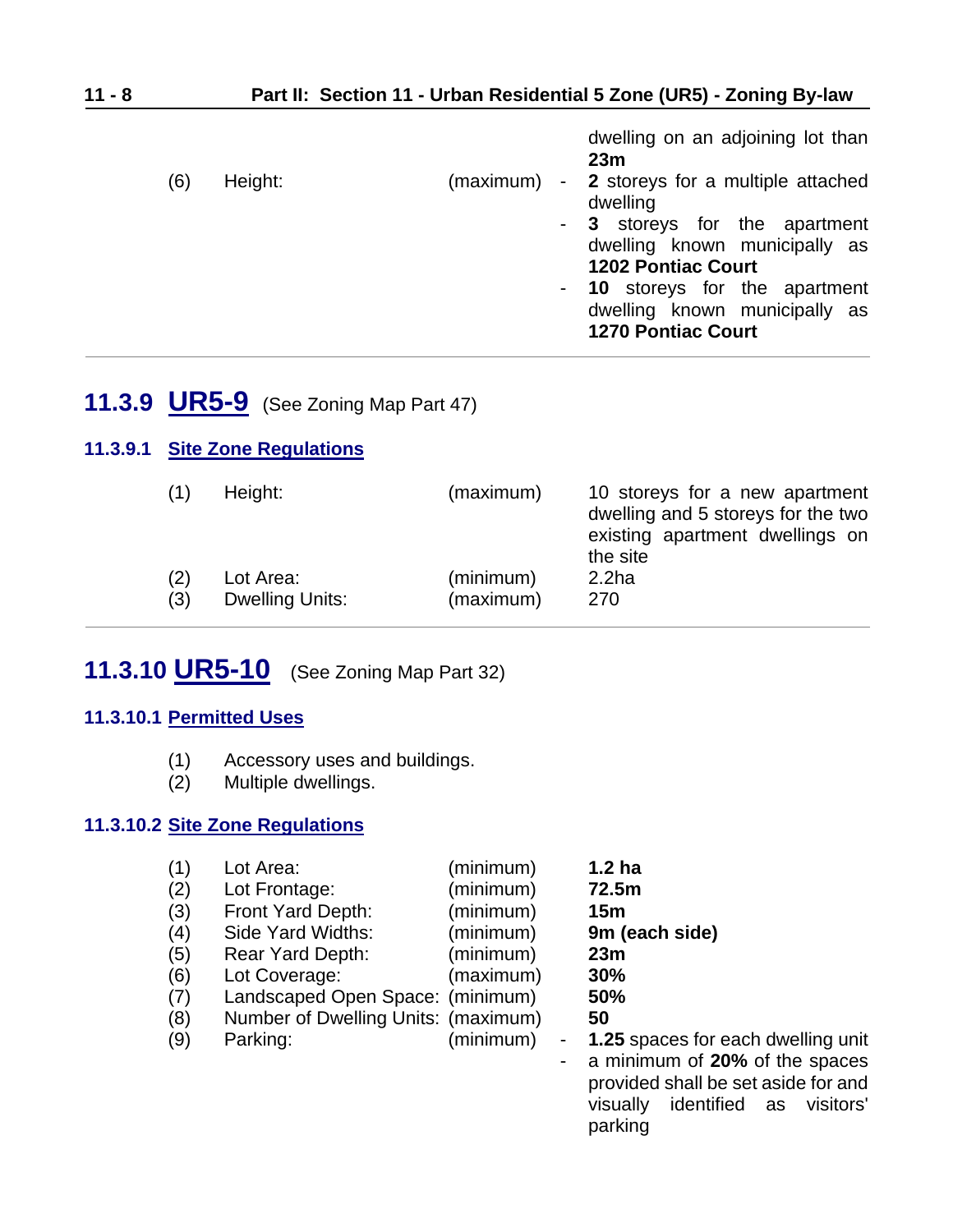| | | | |
|---|---|---|---|
| | | | dwelling on an adjoining lot than **23m** |
| (6) | Height: | (maximum) | - **2** storeys for a multiple attached dwelling<br>- **3** storeys for the apartment dwelling known municipally as **1202 Pontiac Court**<br>- **10** storeys for the apartment dwelling known municipally as **1270 Pontiac Court** |

## 11.3.9 UR5-9 (See Zoning Map Part 47)

### 11.3.9.1 Site Zone Regulations

| | | | |
|---|---|---|---|
| (1) | Height: | (maximum) | 10 storeys for a new apartment dwelling and 5 storeys for the two existing apartment dwellings on the site |
| (2) | Lot Area: | (minimum) | 2.2ha |
| (3) | Dwelling Units: | (maximum) | 270 |

## 11.3.10 UR5-10 (See Zoning Map Part 32)

### 11.3.10.1 Permitted Uses

(1) Accessory uses and buildings.
(2) Multiple dwellings.

### 11.3.10.2 Site Zone Regulations

| | | | |
|---|---|---|---|
| (1) | Lot Area: | (minimum) | **1.2 ha** |
| (2) | Lot Frontage: | (minimum) | **72.5m** |
| (3) | Front Yard Depth: | (minimum) | **15m** |
| (4) | Side Yard Widths: | (minimum) | **9m (each side)** |
| (5) | Rear Yard Depth: | (minimum) | **23m** |
| (6) | Lot Coverage: | (maximum) | **30%** |
| (7) | Landscaped Open Space: | (minimum) | **50%** |
| (8) | Number of Dwelling Units: | (maximum) | **50** |
| (9) | Parking: | (minimum) | - **1.25** spaces for each dwelling unit<br>- a minimum of **20%** of the spaces provided shall be set aside for and visually identified as visitors' parking |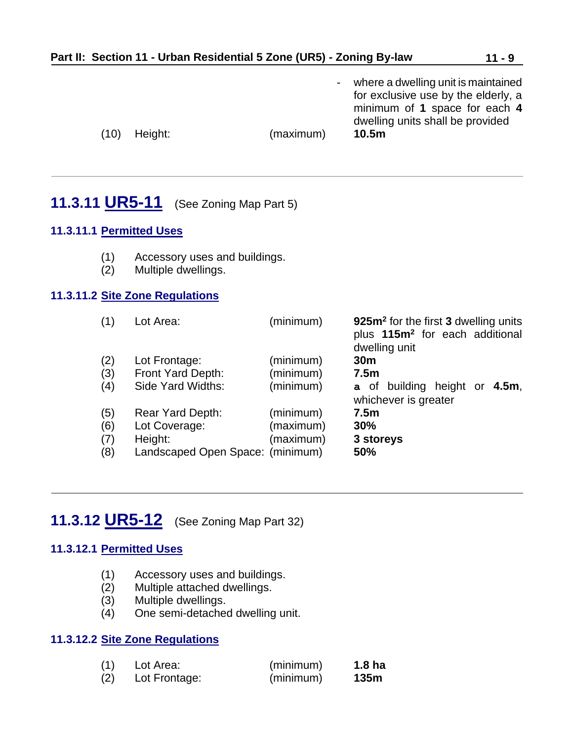| | | | |
|---|---|---|---|
| | | | - where a dwelling unit is maintained for exclusive use by the elderly, a minimum of **1** space for each **4** dwelling units shall be provided |
| (10) | Height: | (maximum) | **10.5m** |

---

## 11.3.11 UR5-11 (See Zoning Map Part 5)

### 11.3.11.1 Permitted Uses

(1) Accessory uses and buildings.
(2) Multiple dwellings.

### 11.3.11.2 Site Zone Regulations

| | | | |
|---|---|---|---|
| (1) | Lot Area: | (minimum) | **925m²** for the first **3** dwelling units plus **115m²** for each additional dwelling unit |
| (2) | Lot Frontage: | (minimum) | **30m** |
| (3) | Front Yard Depth: | (minimum) | **7.5m** |
| (4) | Side Yard Widths: | (minimum) | **a** of building height or **4.5m**, whichever is greater |
| (5) | Rear Yard Depth: | (minimum) | **7.5m** |
| (6) | Lot Coverage: | (maximum) | **30%** |
| (7) | Height: | (maximum) | **3 storeys** |
| (8) | Landscaped Open Space: | (minimum) | **50%** |

---

## 11.3.12 UR5-12 (See Zoning Map Part 32)

### 11.3.12.1 Permitted Uses

(1) Accessory uses and buildings.
(2) Multiple attached dwellings.
(3) Multiple dwellings.
(4) One semi-detached dwelling unit.

### 11.3.12.2 Site Zone Regulations

| | | | |
|---|---|---|---|
| (1) | Lot Area: | (minimum) | **1.8 ha** |
| (2) | Lot Frontage: | (minimum) | **135m** |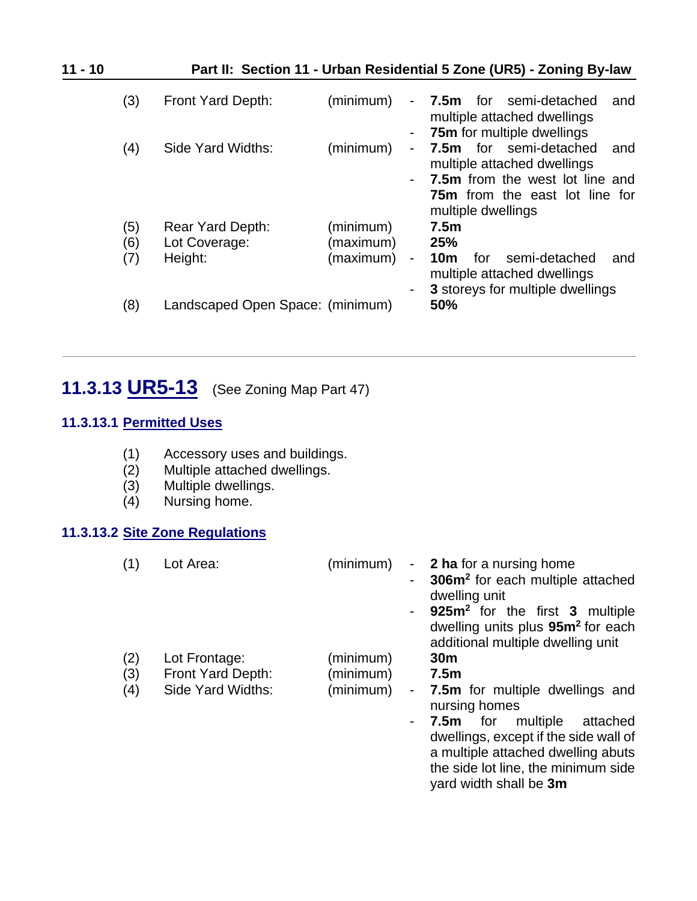| | | | |
|---|---|---|---|
| (3) | Front Yard Depth: | (minimum) | - **7.5m** for semi-detached and multiple attached dwellings<br>- **75m** for multiple dwellings |
| (4) | Side Yard Widths: | (minimum) | - **7.5m** for semi-detached and multiple attached dwellings<br>- **7.5m** from the west lot line and **75m** from the east lot line for multiple dwellings |
| (5) | Rear Yard Depth: | (minimum) | **7.5m** |
| (6) | Lot Coverage: | (maximum) | **25%** |
| (7) | Height: | (maximum) | - **10m** for semi-detached and multiple attached dwellings<br>- **3** storeys for multiple dwellings |
| (8) | Landscaped Open Space: | (minimum) | **50%** |

---

## 11.3.13 UR5-13 (See Zoning Map Part 47)

### 11.3.13.1 Permitted Uses

(1) Accessory uses and buildings.
(2) Multiple attached dwellings.
(3) Multiple dwellings.
(4) Nursing home.

### 11.3.13.2 Site Zone Regulations

| | | | |
|---|---|---|---|
| (1) | Lot Area: | (minimum) | - **2 ha** for a nursing home<br>- **306m²** for each multiple attached dwelling unit<br>- **925m²** for the first **3** multiple dwelling units plus **95m²** for each additional multiple dwelling unit |
| (2) | Lot Frontage: | (minimum) | **30m** |
| (3) | Front Yard Depth: | (minimum) | **7.5m** |
| (4) | Side Yard Widths: | (minimum) | - **7.5m** for multiple dwellings and nursing homes<br>- **7.5m** for multiple attached dwellings, except if the side wall of a multiple attached dwelling abuts the side lot line, the minimum side yard width shall be **3m** |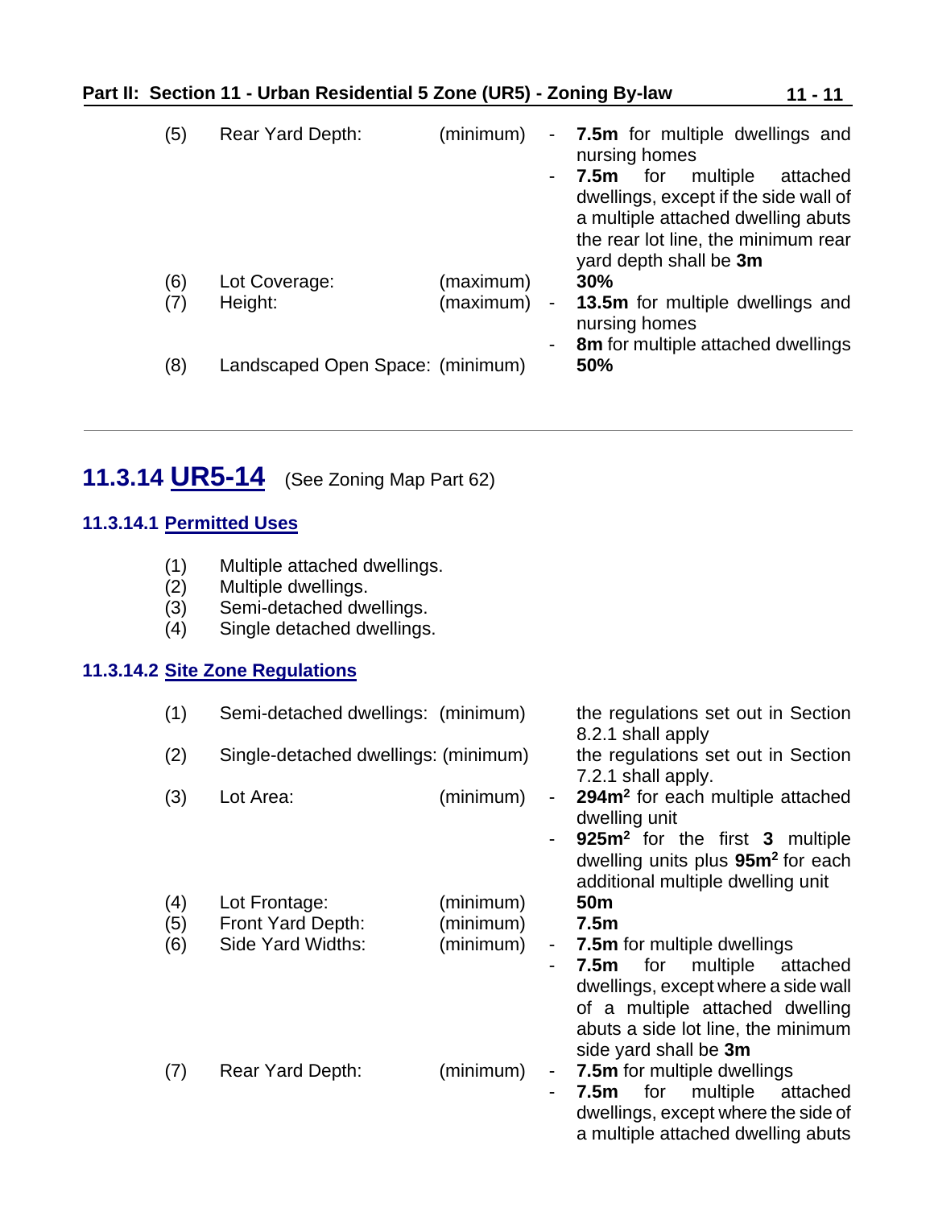| | | | |
|---|---|---|---|
| (5) | Rear Yard Depth: | (minimum) | - **7.5m** for multiple dwellings and nursing homes<br>- **7.5m** for multiple attached dwellings, except if the side wall of a multiple attached dwelling abuts the rear lot line, the minimum rear yard depth shall be **3m** |
| (6) | Lot Coverage: | (maximum) | **30%** |
| (7) | Height: | (maximum) | - **13.5m** for multiple dwellings and nursing homes<br>- **8m** for multiple attached dwellings |
| (8) | Landscaped Open Space: | (minimum) | **50%** |

---

## 11.3.14 UR5-14 (See Zoning Map Part 62)

### 11.3.14.1 Permitted Uses

(1) Multiple attached dwellings.
(2) Multiple dwellings.
(3) Semi-detached dwellings.
(4) Single detached dwellings.

### 11.3.14.2 Site Zone Regulations

| | | | |
|---|---|---|---|
| (1) | Semi-detached dwellings: | (minimum) | the regulations set out in Section 8.2.1 shall apply |
| (2) | Single-detached dwellings: | (minimum) | the regulations set out in Section 7.2.1 shall apply. |
| (3) | Lot Area: | (minimum) | - **294m$^2$** for each multiple attached dwelling unit<br>- **925m$^2$** for the first **3** multiple dwelling units plus **95m$^2$** for each additional multiple dwelling unit |
| (4) | Lot Frontage: | (minimum) | **50m** |
| (5) | Front Yard Depth: | (minimum) | **7.5m** |
| (6) | Side Yard Widths: | (minimum) | - **7.5m** for multiple dwellings<br>- **7.5m** for multiple attached dwellings, except where a side wall of a multiple attached dwelling abuts a side lot line, the minimum side yard shall be **3m** |
| (7) | Rear Yard Depth: | (minimum) | - **7.5m** for multiple dwellings<br>- **7.5m** for multiple attached dwellings, except where the side of a multiple attached dwelling abuts |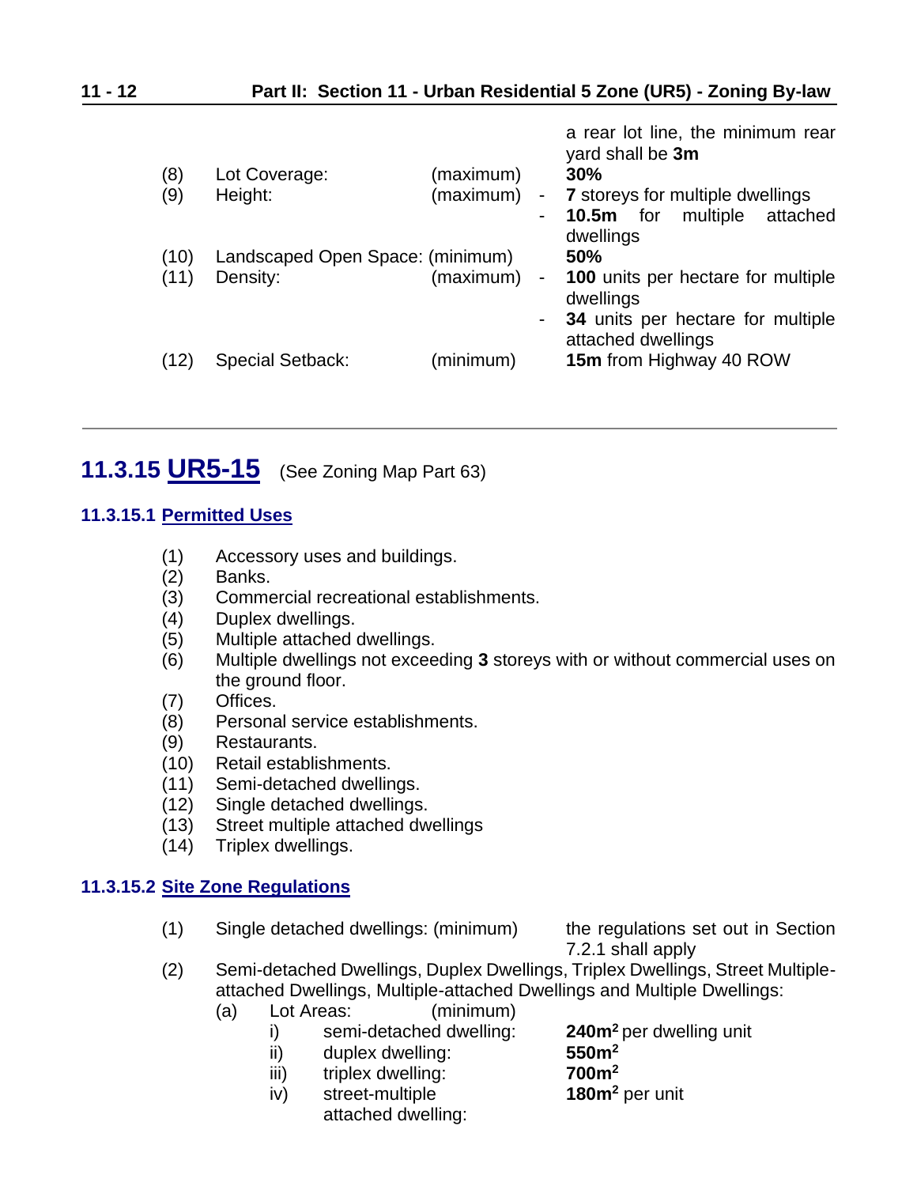a rear lot line, the minimum rear yard shall be **3m**

(8) Lot Coverage: (maximum) **30%**

(9) Height: (maximum)
- **7** storeys for multiple dwellings
- **10.5m** for multiple attached dwellings

(10) Landscaped Open Space: (minimum) **50%**

(11) Density: (maximum)
- **100** units per hectare for multiple dwellings
- **34** units per hectare for multiple attached dwellings

(12) Special Setback: (minimum) **15m** from Highway 40 ROW

---

## 11.3.15 UR5-15 (See Zoning Map Part 63)

### 11.3.15.1 Permitted Uses

(1) Accessory uses and buildings.
(2) Banks.
(3) Commercial recreational establishments.
(4) Duplex dwellings.
(5) Multiple attached dwellings.
(6) Multiple dwellings not exceeding **3** storeys with or without commercial uses on the ground floor.
(7) Offices.
(8) Personal service establishments.
(9) Restaurants.
(10) Retail establishments.
(11) Semi-detached dwellings.
(12) Single detached dwellings.
(13) Street multiple attached dwellings
(14) Triplex dwellings.

### 11.3.15.2 Site Zone Regulations

(1) Single detached dwellings: (minimum) the regulations set out in Section 7.2.1 shall apply

(2) Semi-detached Dwellings, Duplex Dwellings, Triplex Dwellings, Street Multiple-attached Dwellings, Multiple-attached Dwellings and Multiple Dwellings:

(a) Lot Areas: (minimum)

i) semi-detached dwelling: **240m²** per dwelling unit
ii) duplex dwelling: **550m²**
iii) triplex dwelling: **700m²**
iv) street-multiple attached dwelling: **180m²** per unit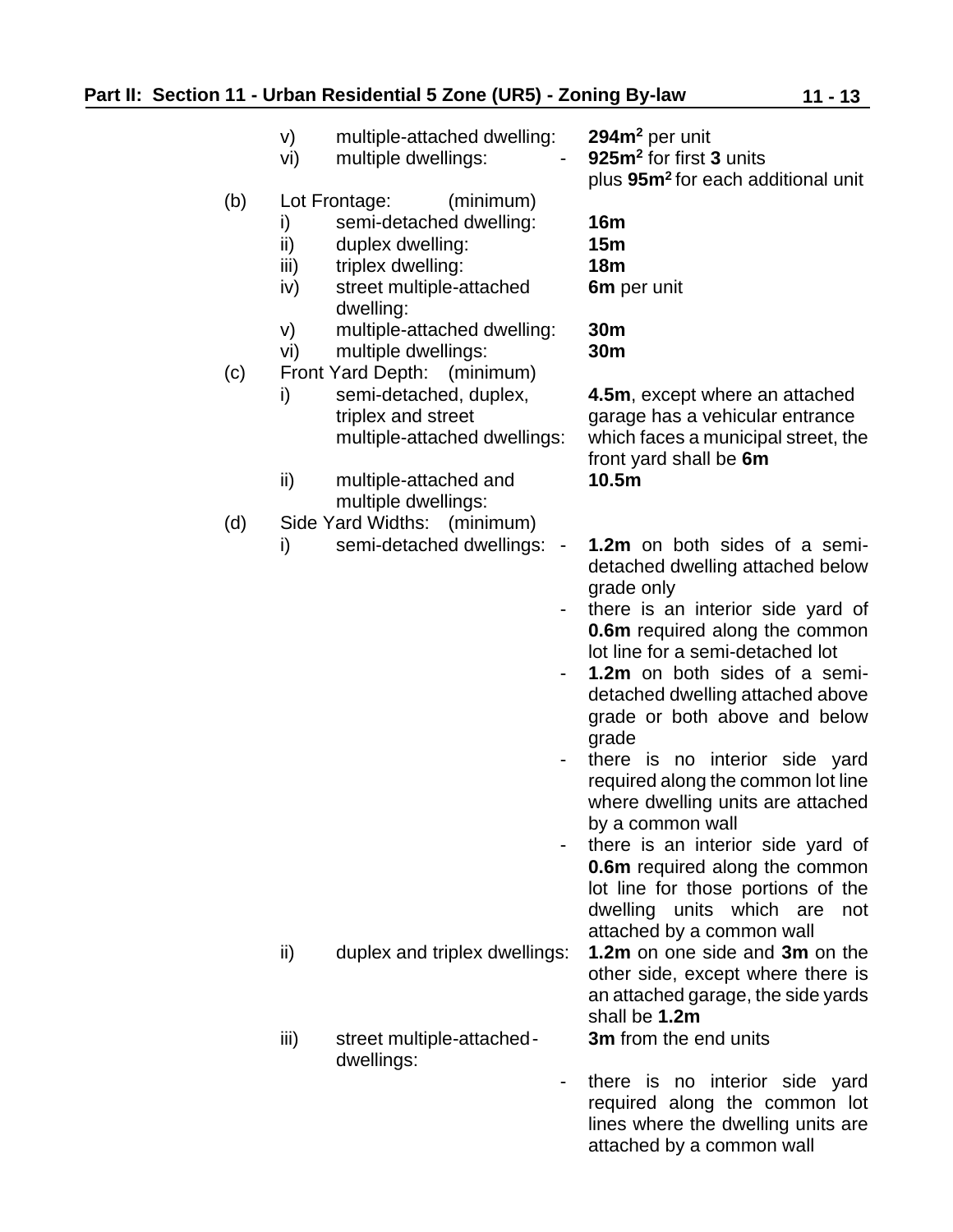- v) multiple-attached dwelling: **294m²** per unit
- vi) multiple dwellings: - **925m²** for first **3** units plus **95m²** for each additional unit

(b) Lot Frontage: (minimum)

- i) semi-detached dwelling: **16m**
- ii) duplex dwelling: **15m**
- iii) triplex dwelling: **18m**
- iv) street multiple-attached dwelling: **6m** per unit
- v) multiple-attached dwelling: **30m**
- vi) multiple dwellings: **30m**

(c) Front Yard Depth: (minimum)

- i) semi-detached, duplex, triplex and street multiple-attached dwellings: **4.5m**, except where an attached garage has a vehicular entrance which faces a municipal street, the front yard shall be **6m**
- ii) multiple-attached and multiple dwellings: **10.5m**

(d) Side Yard Widths: (minimum)

- i) semi-detached dwellings:
  - **1.2m** on both sides of a semi-detached dwelling attached below grade only
  - there is an interior side yard of **0.6m** required along the common lot line for a semi-detached lot
  - **1.2m** on both sides of a semi-detached dwelling attached above grade or both above and below grade
  - there is no interior side yard required along the common lot line where dwelling units are attached by a common wall
  - there is an interior side yard of **0.6m** required along the common lot line for those portions of the dwelling units which are not attached by a common wall
- ii) duplex and triplex dwellings: **1.2m** on one side and **3m** on the other side, except where there is an attached garage, the side yards shall be **1.2m**
- iii) street multiple-attached dwellings: - **3m** from the end units
  - there is no interior side yard required along the common lot lines where the dwelling units are attached by a common wall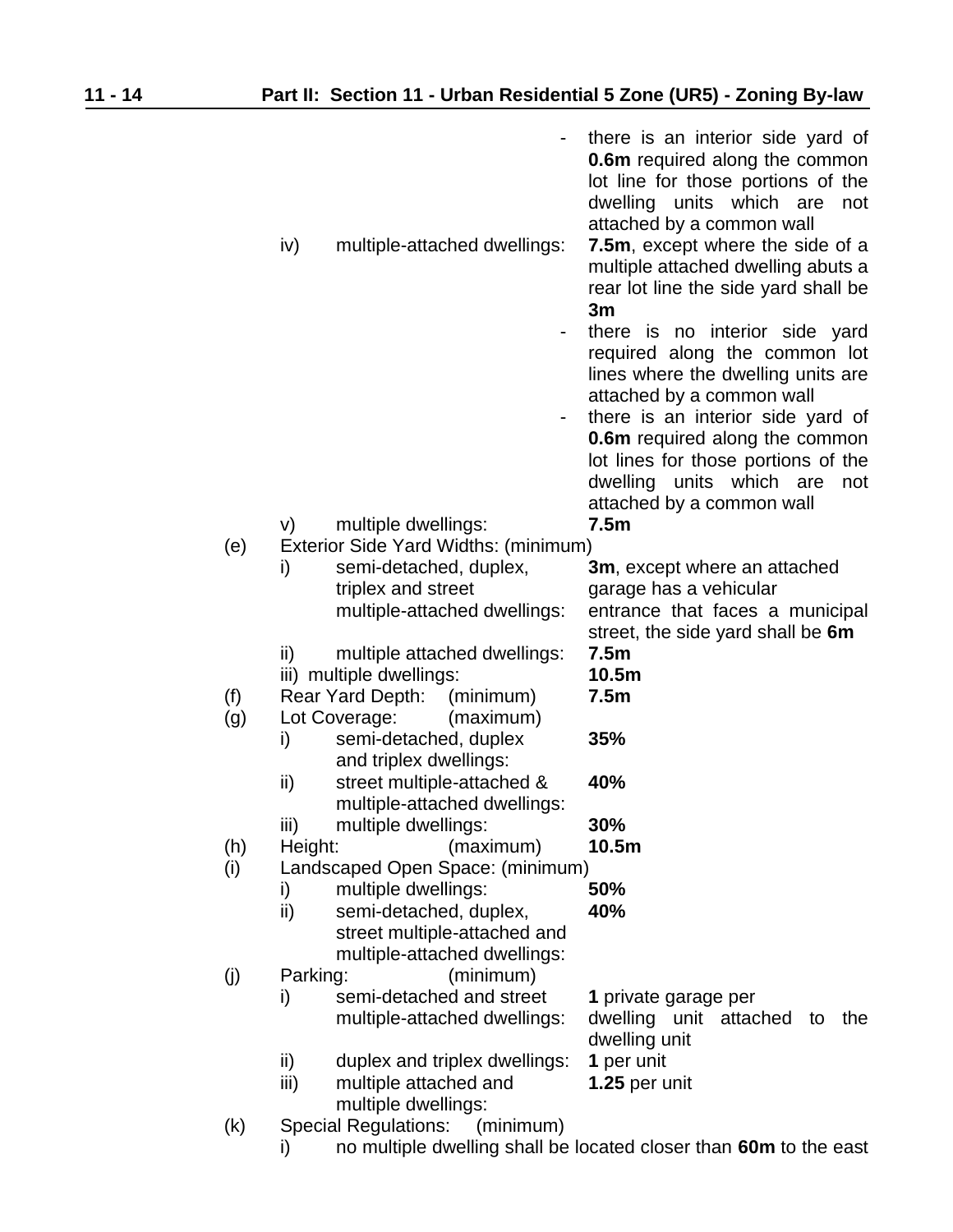- there is an interior side yard of **0.6m** required along the common lot line for those portions of the dwelling units which are not attached by a common wall

iv) multiple-attached dwellings: **7.5m**, except where the side of a multiple attached dwelling abuts a rear lot line the side yard shall be **3m**

- there is no interior side yard required along the common lot lines where the dwelling units are attached by a common wall
- there is an interior side yard of **0.6m** required along the common lot lines for those portions of the dwelling units which are not attached by a common wall

v) multiple dwellings: **7.5m**

(e) Exterior Side Yard Widths: (minimum)

i) semi-detached, duplex, triplex and street multiple-attached dwellings: **3m**, except where an attached garage has a vehicular entrance that faces a municipal street, the side yard shall be **6m**

ii) multiple attached dwellings: **7.5m**

iii) multiple dwellings: **10.5m**

(f) Rear Yard Depth: (minimum) **7.5m**

(g) Lot Coverage: (maximum)

i) semi-detached, duplex and triplex dwellings: **35%**

ii) street multiple-attached & multiple-attached dwellings: **40%**

iii) multiple dwellings: **30%**

(h) Height: (maximum) **10.5m**

(i) Landscaped Open Space: (minimum)

i) multiple dwellings: **50%**

ii) semi-detached, duplex, street multiple-attached and multiple-attached dwellings: **40%**

(j) Parking: (minimum)

i) semi-detached and street multiple-attached dwellings: **1** private garage per dwelling unit attached to the dwelling unit

ii) duplex and triplex dwellings: **1** per unit

iii) multiple attached and multiple dwellings: **1.25** per unit

(k) Special Regulations: (minimum)

i) no multiple dwelling shall be located closer than **60m** to the east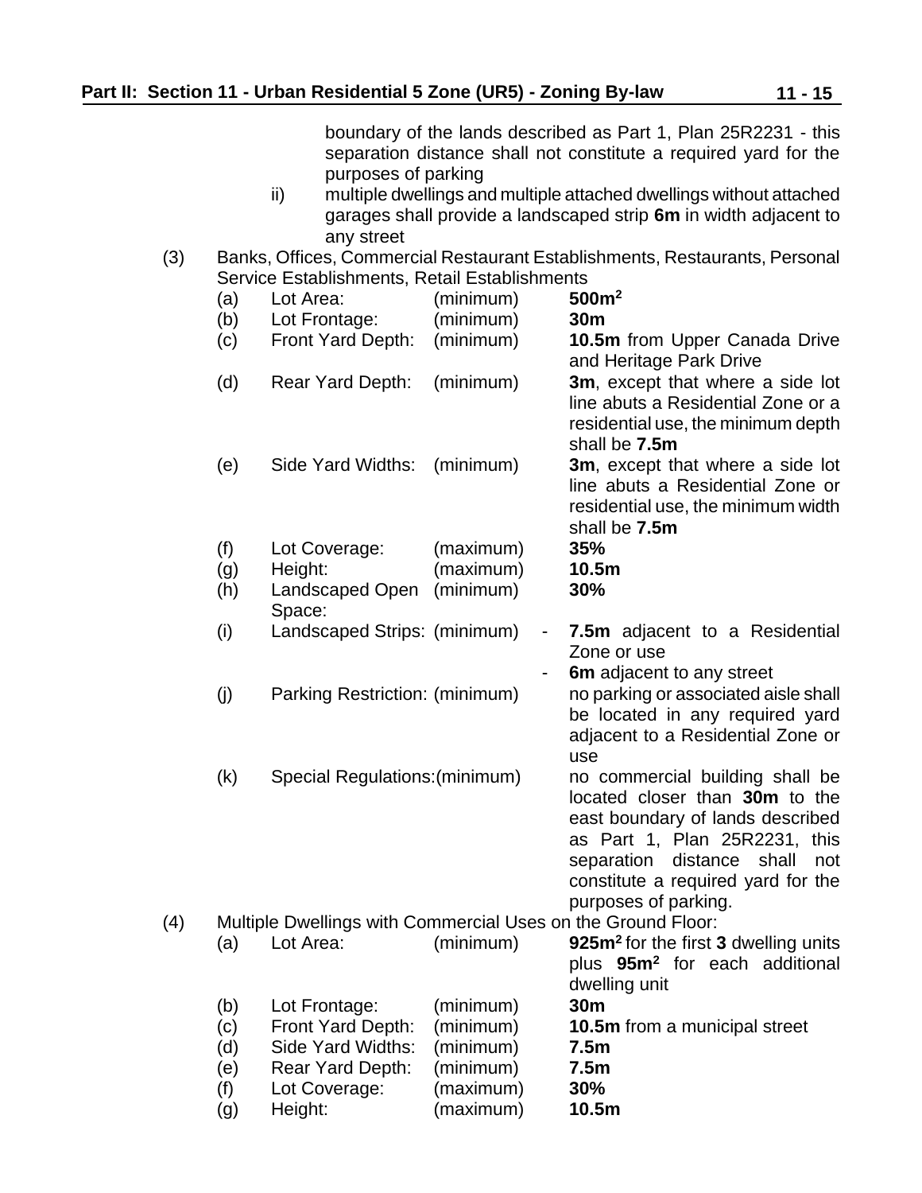boundary of the lands described as Part 1, Plan 25R2231 - this separation distance shall not constitute a required yard for the purposes of parking

ii) multiple dwellings and multiple attached dwellings without attached garages shall provide a landscaped strip **6m** in width adjacent to any street

(3) Banks, Offices, Commercial Restaurant Establishments, Restaurants, Personal Service Establishments, Retail Establishments

| | | | |
|---|---|---|---|
| (a) | Lot Area: | (minimum) | **500m²** |
| (b) | Lot Frontage: | (minimum) | **30m** |
| (c) | Front Yard Depth: | (minimum) | **10.5m** from Upper Canada Drive and Heritage Park Drive |
| (d) | Rear Yard Depth: | (minimum) | **3m**, except that where a side lot line abuts a Residential Zone or a residential use, the minimum depth shall be **7.5m** |
| (e) | Side Yard Widths: | (minimum) | **3m**, except that where a side lot line abuts a Residential Zone or residential use, the minimum width shall be **7.5m** |
| (f) | Lot Coverage: | (maximum) | **35%** |
| (g) | Height: | (maximum) | **10.5m** |
| (h) | Landscaped Open Space: | (minimum) | **30%** |
| (i) | Landscaped Strips: | (minimum) | - **7.5m** adjacent to a Residential Zone or use<br>- **6m** adjacent to any street |
| (j) | Parking Restriction: | (minimum) | no parking or associated aisle shall be located in any required yard adjacent to a Residential Zone or use |
| (k) | Special Regulations: | (minimum) | no commercial building shall be located closer than **30m** to the east boundary of lands described as Part 1, Plan 25R2231, this separation distance shall not constitute a required yard for the purposes of parking. |

(4) Multiple Dwellings with Commercial Uses on the Ground Floor:

| | | | |
|---|---|---|---|
| (a) | Lot Area: | (minimum) | **925m²** for the first **3** dwelling units plus **95m²** for each additional dwelling unit |
| (b) | Lot Frontage: | (minimum) | **30m** |
| (c) | Front Yard Depth: | (minimum) | **10.5m** from a municipal street |
| (d) | Side Yard Widths: | (minimum) | **7.5m** |
| (e) | Rear Yard Depth: | (minimum) | **7.5m** |
| (f) | Lot Coverage: | (maximum) | **30%** |
| (g) | Height: | (maximum) | **10.5m** |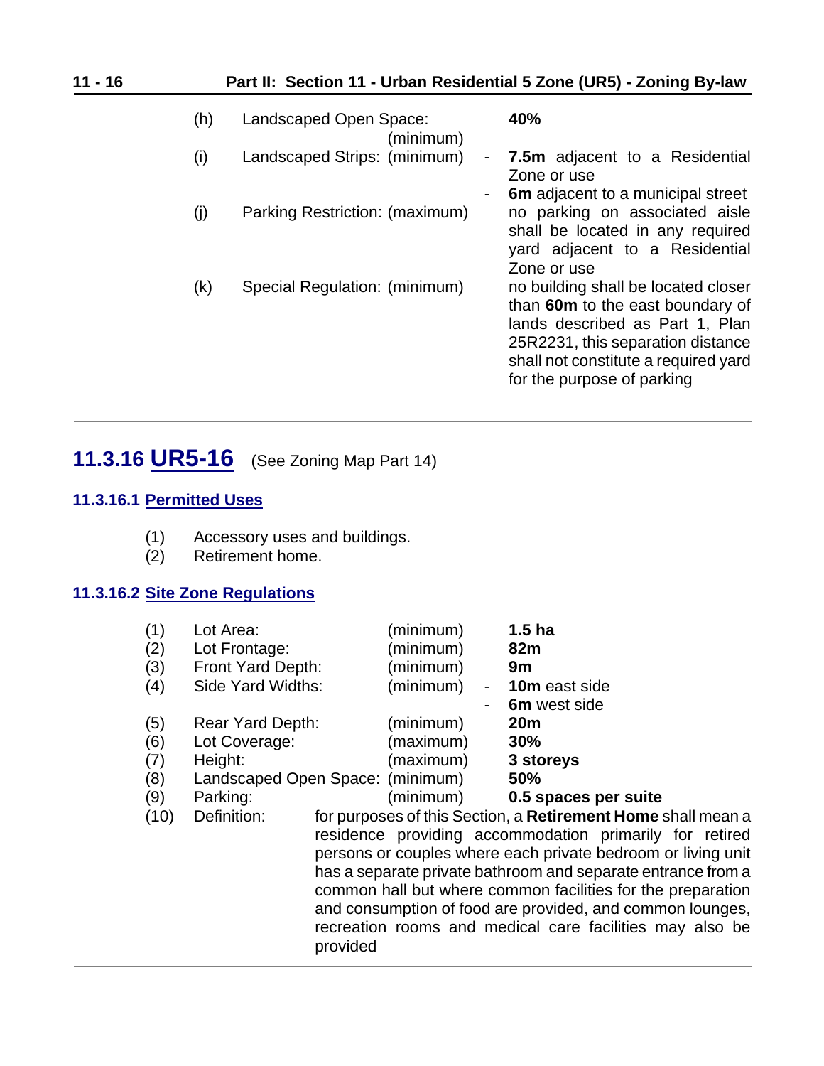| | | | |
|---|---|---|---|
| (h) | Landscaped Open Space: (minimum) | | **40%** |
| (i) | Landscaped Strips: (minimum) | - | **7.5m** adjacent to a Residential Zone or use |
| | | - | **6m** adjacent to a municipal street |
| (j) | Parking Restriction: (maximum) | | no parking on associated aisle shall be located in any required yard adjacent to a Residential Zone or use |
| (k) | Special Regulation: (minimum) | | no building shall be located closer than **60m** to the east boundary of lands described as Part 1, Plan 25R2231, this separation distance shall not constitute a required yard for the purpose of parking |

---

## 11.3.16 UR5-16 (See Zoning Map Part 14)

### 11.3.16.1 Permitted Uses

(1) Accessory uses and buildings.
(2) Retirement home.

### 11.3.16.2 Site Zone Regulations

| | | | | |
|---|---|---|---|---|
| (1) | Lot Area: | (minimum) | | **1.5 ha** |
| (2) | Lot Frontage: | (minimum) | | **82m** |
| (3) | Front Yard Depth: | (minimum) | | **9m** |
| (4) | Side Yard Widths: | (minimum) | - | **10m** east side |
| | | | - | **6m** west side |
| (5) | Rear Yard Depth: | (minimum) | | **20m** |
| (6) | Lot Coverage: | (maximum) | | **30%** |
| (7) | Height: | (maximum) | | **3 storeys** |
| (8) | Landscaped Open Space: | (minimum) | | **50%** |
| (9) | Parking: | (minimum) | | **0.5 spaces per suite** |
| (10) | Definition: | for purposes of this Section, a **Retirement Home** shall mean a residence providing accommodation primarily for retired persons or couples where each private bedroom or living unit has a separate private bathroom and separate entrance from a common hall but where common facilities for the preparation and consumption of food are provided, and common lounges, recreation rooms and medical care facilities may also be provided | | |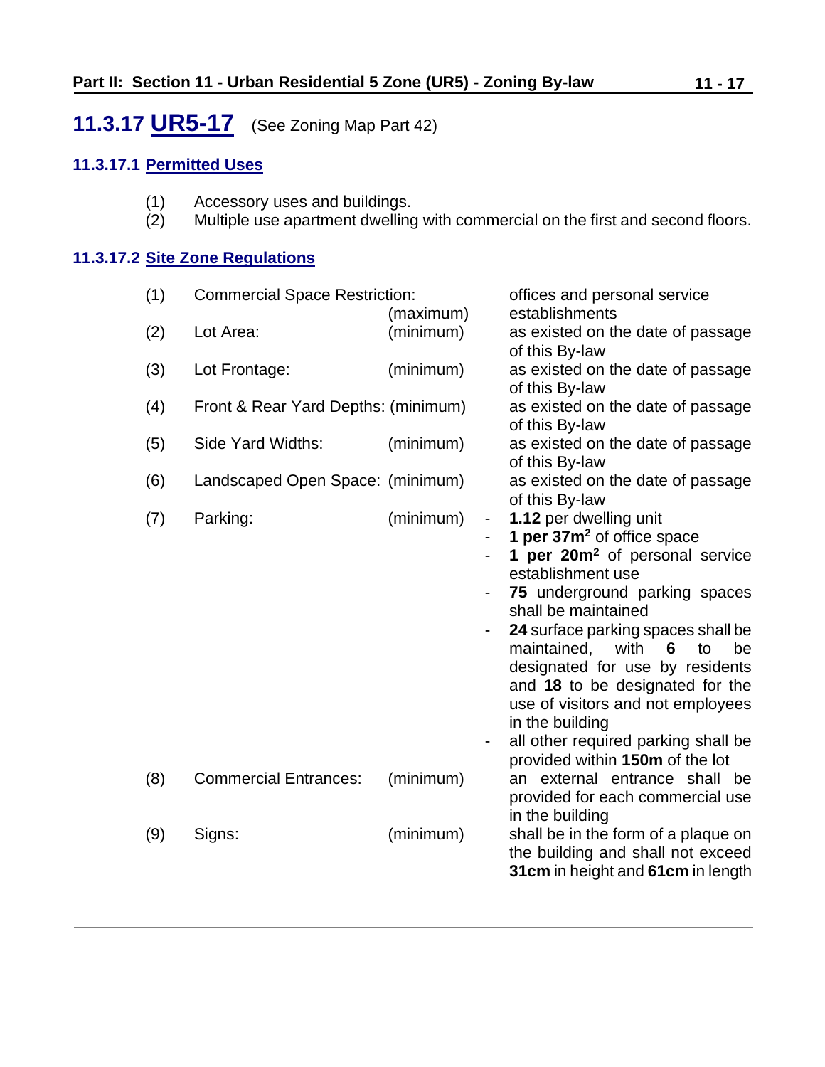## 11.3.17 UR5-17 (See Zoning Map Part 42)

### 11.3.17.1 Permitted Uses

(1) Accessory uses and buildings.
(2) Multiple use apartment dwelling with commercial on the first and second floors.

### 11.3.17.2 Site Zone Regulations

| | | | |
|---|---|---|---|
| (1) | Commercial Space Restriction: | (maximum) | offices and personal service establishments |
| (2) | Lot Area: | (minimum) | as existed on the date of passage of this By-law |
| (3) | Lot Frontage: | (minimum) | as existed on the date of passage of this By-law |
| (4) | Front & Rear Yard Depths: | (minimum) | as existed on the date of passage of this By-law |
| (5) | Side Yard Widths: | (minimum) | as existed on the date of passage of this By-law |
| (6) | Landscaped Open Space: | (minimum) | as existed on the date of passage of this By-law |
| (7) | Parking: | (minimum) | - **1.12** per dwelling unit<br>- **1 per 37m$^2$** of office space<br>- **1 per 20m$^2$** of personal service establishment use<br>- **75** underground parking spaces shall be maintained<br>- **24** surface parking spaces shall be maintained, with **6** to be designated for use by residents and **18** to be designated for the use of visitors and not employees in the building<br>- all other required parking shall be provided within **150m** of the lot |
| (8) | Commercial Entrances: | (minimum) | an external entrance shall be provided for each commercial use in the building |
| (9) | Signs: | (minimum) | shall be in the form of a plaque on the building and shall not exceed **31cm** in height and **61cm** in length |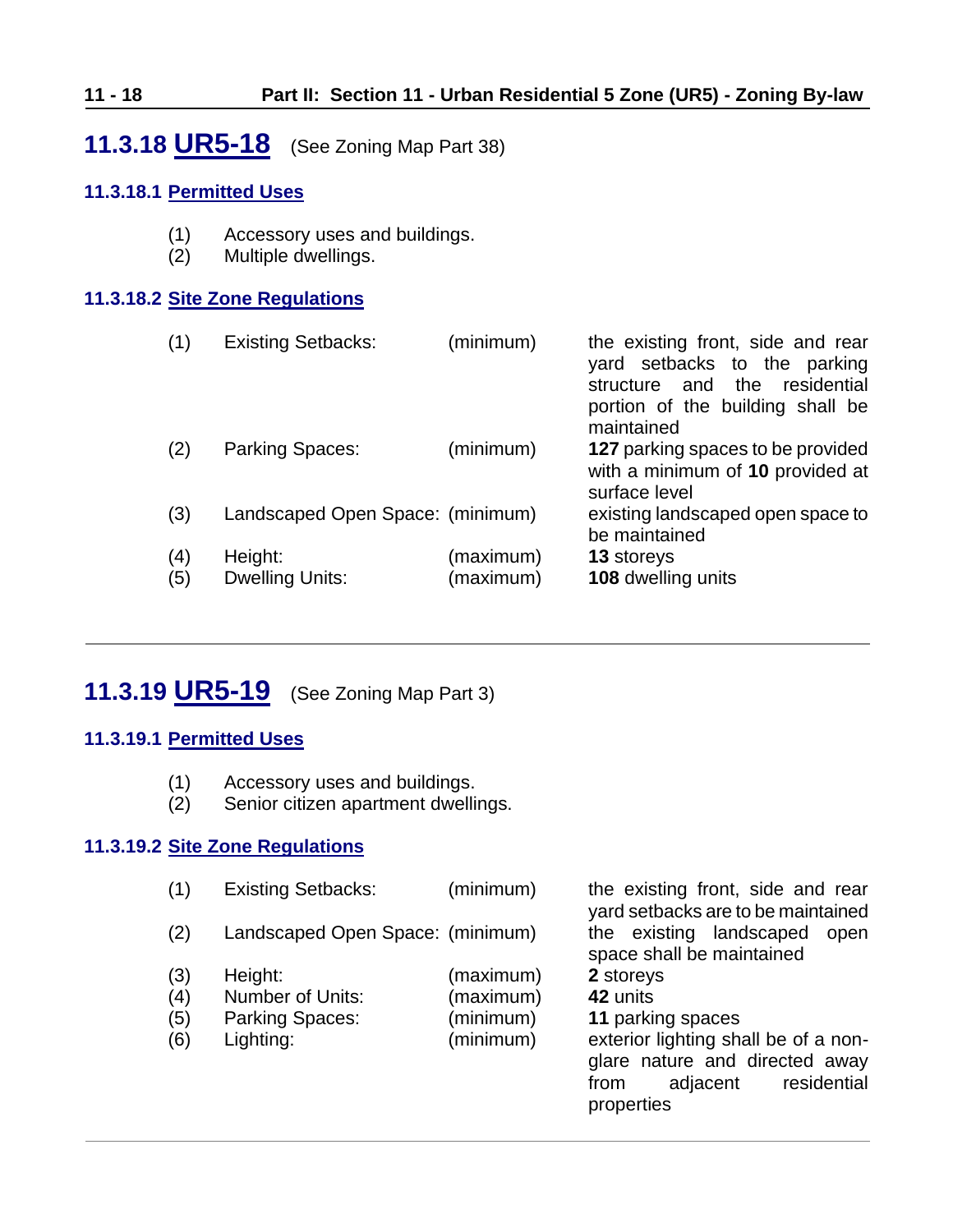## 11.3.18 UR5-18 (See Zoning Map Part 38)

### 11.3.18.1 Permitted Uses

(1) Accessory uses and buildings.
(2) Multiple dwellings.

### 11.3.18.2 Site Zone Regulations

| | | | |
|---|---|---|---|
| (1) | Existing Setbacks: | (minimum) | the existing front, side and rear yard setbacks to the parking structure and the residential portion of the building shall be maintained |
| (2) | Parking Spaces: | (minimum) | **127** parking spaces to be provided with a minimum of **10** provided at surface level |
| (3) | Landscaped Open Space: | (minimum) | existing landscaped open space to be maintained |
| (4) | Height: | (maximum) | **13** storeys |
| (5) | Dwelling Units: | (maximum) | **108** dwelling units |

---

## 11.3.19 UR5-19 (See Zoning Map Part 3)

### 11.3.19.1 Permitted Uses

(1) Accessory uses and buildings.
(2) Senior citizen apartment dwellings.

### 11.3.19.2 Site Zone Regulations

| | | | |
|---|---|---|---|
| (1) | Existing Setbacks: | (minimum) | the existing front, side and rear yard setbacks are to be maintained |
| (2) | Landscaped Open Space: | (minimum) | the existing landscaped open space shall be maintained |
| (3) | Height: | (maximum) | **2** storeys |
| (4) | Number of Units: | (maximum) | **42** units |
| (5) | Parking Spaces: | (minimum) | **11** parking spaces |
| (6) | Lighting: | (minimum) | exterior lighting shall be of a non-glare nature and directed away from adjacent residential properties |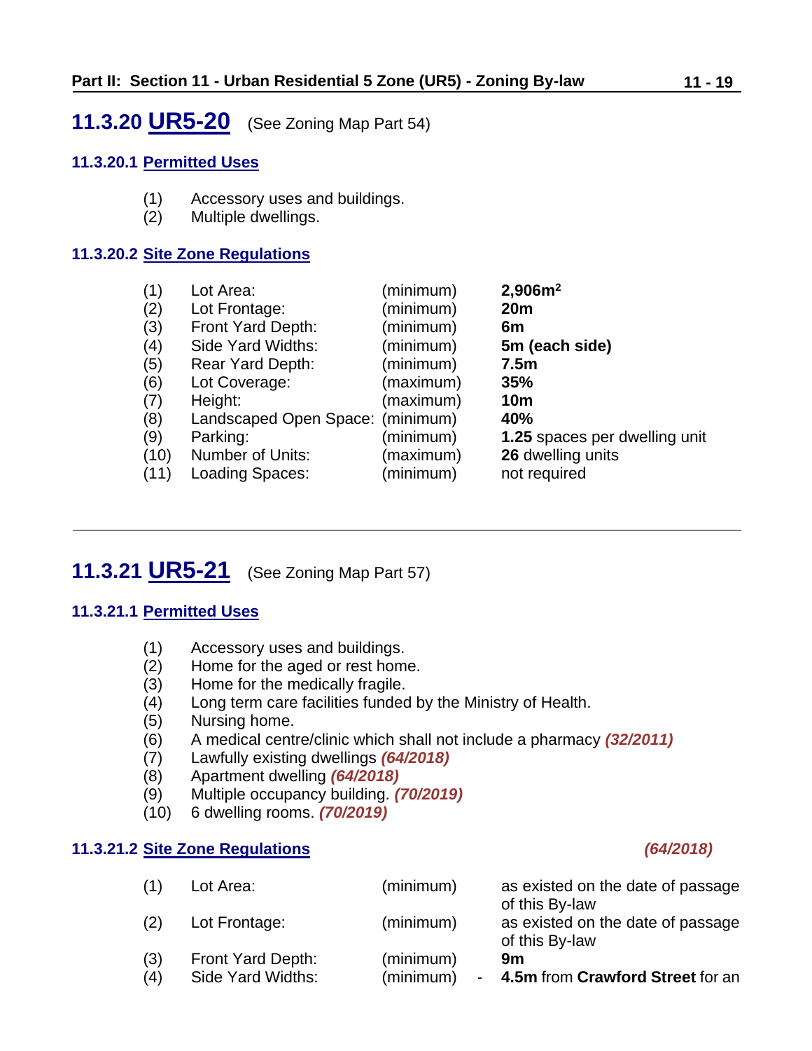## 11.3.20 UR5-20 (See Zoning Map Part 54)

### 11.3.20.1 Permitted Uses

(1) Accessory uses and buildings.
(2) Multiple dwellings.

### 11.3.20.2 Site Zone Regulations

| | | | |
|---|---|---|---|
| (1) | Lot Area: | (minimum) | **2,906m$^2$** |
| (2) | Lot Frontage: | (minimum) | **20m** |
| (3) | Front Yard Depth: | (minimum) | **6m** |
| (4) | Side Yard Widths: | (minimum) | **5m (each side)** |
| (5) | Rear Yard Depth: | (minimum) | **7.5m** |
| (6) | Lot Coverage: | (maximum) | **35%** |
| (7) | Height: | (maximum) | **10m** |
| (8) | Landscaped Open Space: | (minimum) | **40%** |
| (9) | Parking: | (minimum) | **1.25** spaces per dwelling unit |
| (10) | Number of Units: | (maximum) | **26** dwelling units |
| (11) | Loading Spaces: | (minimum) | not required |

---

## 11.3.21 UR5-21 (See Zoning Map Part 57)

### 11.3.21.1 Permitted Uses

(1) Accessory uses and buildings.
(2) Home for the aged or rest home.
(3) Home for the medically fragile.
(4) Long term care facilities funded by the Ministry of Health.
(5) Nursing home.
(6) A medical centre/clinic which shall not include a pharmacy ***(32/2011)***
(7) Lawfully existing dwellings ***(64/2018)***
(8) Apartment dwelling ***(64/2018)***
(9) Multiple occupancy building. ***(70/2019)***
(10) 6 dwelling rooms. ***(70/2019)***

### 11.3.21.2 Site Zone Regulations ***(64/2018)***

| | | | |
|---|---|---|---|
| (1) | Lot Area: | (minimum) | as existed on the date of passage of this By-law |
| (2) | Lot Frontage: | (minimum) | as existed on the date of passage of this By-law |
| (3) | Front Yard Depth: | (minimum) | **9m** |
| (4) | Side Yard Widths: | (minimum) | - **4.5m** from **Crawford Street** for an |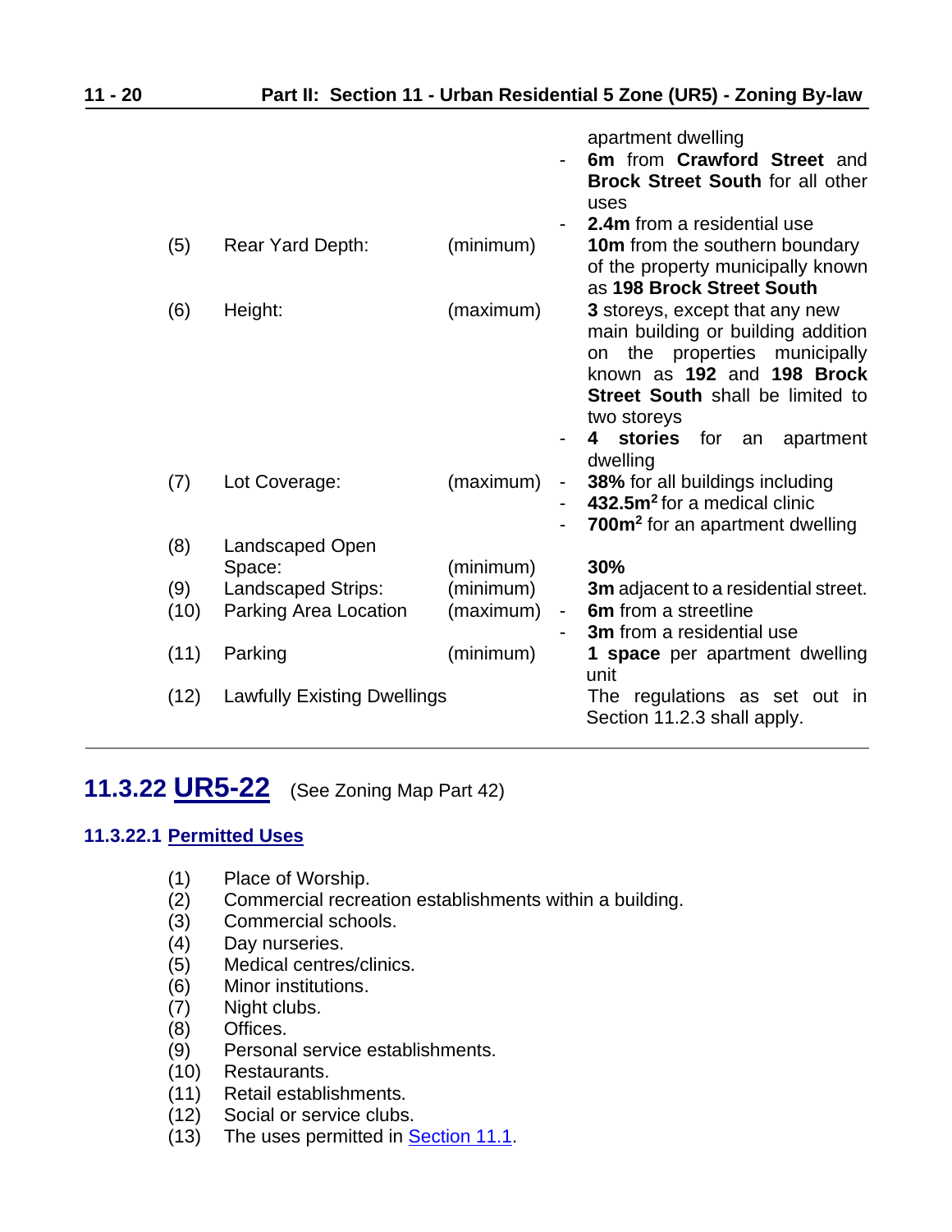| | | | |
|---|---|---|---|
| | | | apartment dwelling<br>- **6m** from **Crawford Street** and **Brock Street South** for all other uses<br>- **2.4m** from a residential use |
| (5) | Rear Yard Depth: | (minimum) | **10m** from the southern boundary of the property municipally known as **198 Brock Street South** |
| (6) | Height: | (maximum) | **3** storeys, except that any new main building or building addition on the properties municipally known as **192** and **198 Brock Street South** shall be limited to two storeys<br>- **4 stories** for an apartment dwelling |
| (7) | Lot Coverage: | (maximum) | - **38%** for all buildings including<br>- **432.5m$^2$** for a medical clinic<br>- **700m$^2$** for an apartment dwelling |
| (8) | Landscaped Open Space: | (minimum) | **30%** |
| (9) | Landscaped Strips: | (minimum) | **3m** adjacent to a residential street. |
| (10) | Parking Area Location | (maximum) | - **6m** from a streetline<br>- **3m** from a residential use |
| (11) | Parking | (minimum) | **1 space** per apartment dwelling unit |
| (12) | Lawfully Existing Dwellings | | The regulations as set out in Section 11.2.3 shall apply. |

## 11.3.22 UR5-22 (See Zoning Map Part 42)

### 11.3.22.1 Permitted Uses

(1) Place of Worship.
(2) Commercial recreation establishments within a building.
(3) Commercial schools.
(4) Day nurseries.
(5) Medical centres/clinics.
(6) Minor institutions.
(7) Night clubs.
(8) Offices.
(9) Personal service establishments.
(10) Restaurants.
(11) Retail establishments.
(12) Social or service clubs.
(13) The uses permitted in Section 11.1.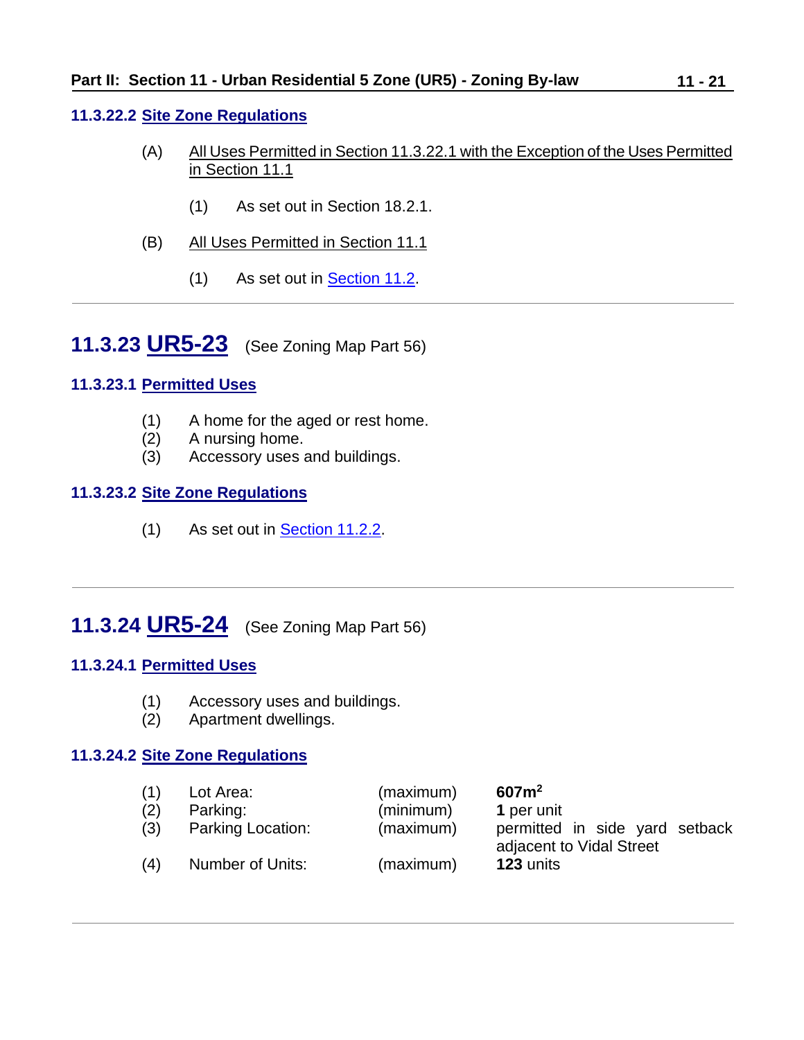### 11.3.22.2 Site Zone Regulations

(A) All Uses Permitted in Section 11.3.22.1 with the Exception of the Uses Permitted in Section 11.1

(1) As set out in Section 18.2.1.

(B) All Uses Permitted in Section 11.1

(1) As set out in Section 11.2.

---

## 11.3.23 UR5-23 (See Zoning Map Part 56)

### 11.3.23.1 Permitted Uses

(1) A home for the aged or rest home.
(2) A nursing home.
(3) Accessory uses and buildings.

### 11.3.23.2 Site Zone Regulations

(1) As set out in Section 11.2.2.

---

## 11.3.24 UR5-24 (See Zoning Map Part 56)

### 11.3.24.1 Permitted Uses

(1) Accessory uses and buildings.
(2) Apartment dwellings.

### 11.3.24.2 Site Zone Regulations

| | | | |
|---|---|---|---|
| (1) | Lot Area: | (maximum) | **607m$^2$** |
| (2) | Parking: | (minimum) | **1** per unit |
| (3) | Parking Location: | (maximum) | permitted in side yard setback adjacent to Vidal Street |
| (4) | Number of Units: | (maximum) | **123** units |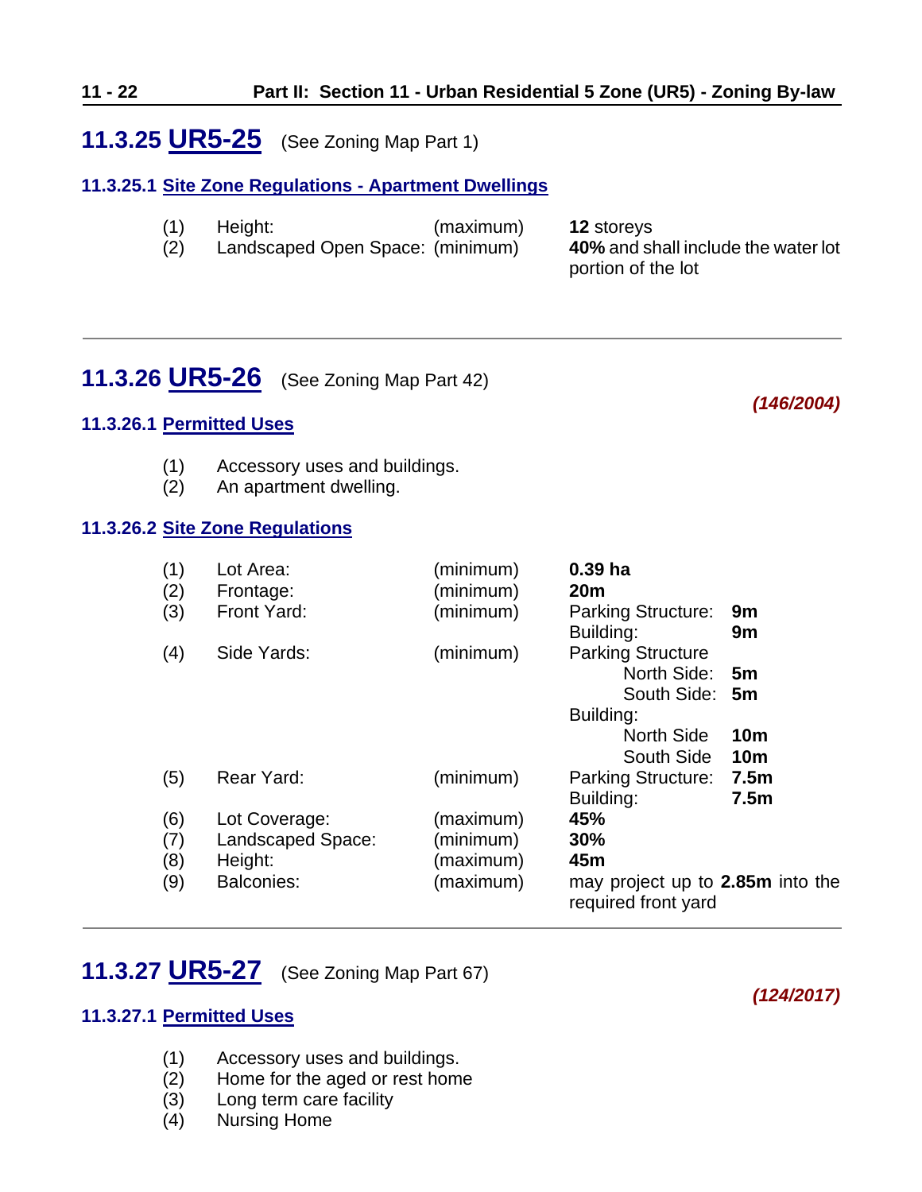## 11.3.25 UR5-25 (See Zoning Map Part 1)

### 11.3.25.1 Site Zone Regulations - Apartment Dwellings

| | | | |
|---|---|---|---|
| (1) | Height: | (maximum) | **12** storeys |
| (2) | Landscaped Open Space: | (minimum) | **40%** and shall include the water lot portion of the lot |

---

## 11.3.26 UR5-26 (See Zoning Map Part 42)

***(146/2004)***

### 11.3.26.1 Permitted Uses

(1) Accessory uses and buildings.
(2) An apartment dwelling.

### 11.3.26.2 Site Zone Regulations

| | | | | |
|---|---|---|---|---|
| (1) | Lot Area: | (minimum) | **0.39 ha** | |
| (2) | Frontage: | (minimum) | **20m** | |
| (3) | Front Yard: | (minimum) | Parking Structure: | **9m** |
| | | | Building: | **9m** |
| (4) | Side Yards: | (minimum) | Parking Structure | |
| | | | North Side: | **5m** |
| | | | South Side: | **5m** |
| | | | Building: | |
| | | | North Side | **10m** |
| | | | South Side | **10m** |
| (5) | Rear Yard: | (minimum) | Parking Structure: | **7.5m** |
| | | | Building: | **7.5m** |
| (6) | Lot Coverage: | (maximum) | **45%** | |
| (7) | Landscaped Space: | (minimum) | **30%** | |
| (8) | Height: | (maximum) | **45m** | |
| (9) | Balconies: | (maximum) | may project up to **2.85m** into the required front yard | |

---

## 11.3.27 UR5-27 (See Zoning Map Part 67)

***(124/2017)***

### 11.3.27.1 Permitted Uses

(1) Accessory uses and buildings.
(2) Home for the aged or rest home
(3) Long term care facility
(4) Nursing Home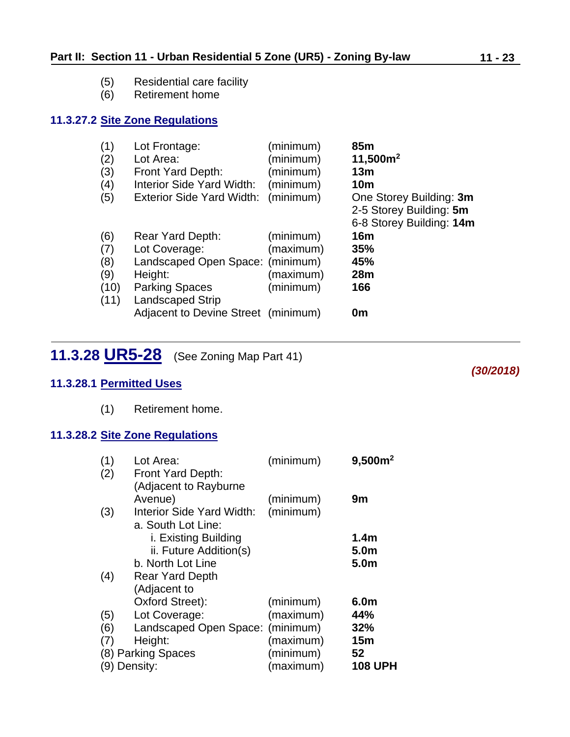(5) Residential care facility
(6) Retirement home

### 11.3.27.2 Site Zone Regulations

| | | | |
|---|---|---|---|
| (1) | Lot Frontage: | (minimum) | **85m** |
| (2) | Lot Area: | (minimum) | **11,500m$^2$** |
| (3) | Front Yard Depth: | (minimum) | **13m** |
| (4) | Interior Side Yard Width: | (minimum) | **10m** |
| (5) | Exterior Side Yard Width: | (minimum) | One Storey Building: **3m**<br>2-5 Storey Building: **5m**<br>6-8 Storey Building: **14m** |
| (6) | Rear Yard Depth: | (minimum) | **16m** |
| (7) | Lot Coverage: | (maximum) | **35%** |
| (8) | Landscaped Open Space: | (minimum) | **45%** |
| (9) | Height: | (maximum) | **28m** |
| (10) | Parking Spaces | (minimum) | **166** |
| (11) | Landscaped Strip Adjacent to Devine Street | (minimum) | **0m** |

## 11.3.28 UR5-28 (See Zoning Map Part 41)

***(30/2018)***

### 11.3.28.1 Permitted Uses

(1) Retirement home.

### 11.3.28.2 Site Zone Regulations

| | | | |
|---|---|---|---|
| (1) | Lot Area: | (minimum) | **9,500m$^2$** |
| (2) | Front Yard Depth: (Adjacent to Rayburne Avenue) | (minimum) | **9m** |
| (3) | Interior Side Yard Width: | (minimum) | |
| | a. South Lot Line: | | |
| | i. Existing Building | | **1.4m** |
| | ii. Future Addition(s) | | **5.0m** |
| | b. North Lot Line | | **5.0m** |
| (4) | Rear Yard Depth (Adjacent to Oxford Street): | (minimum) | **6.0m** |
| (5) | Lot Coverage: | (maximum) | **44%** |
| (6) | Landscaped Open Space: | (minimum) | **32%** |
| (7) | Height: | (maximum) | **15m** |
| (8) | Parking Spaces | (minimum) | **52** |
| (9) | Density: | (maximum) | **108 UPH** |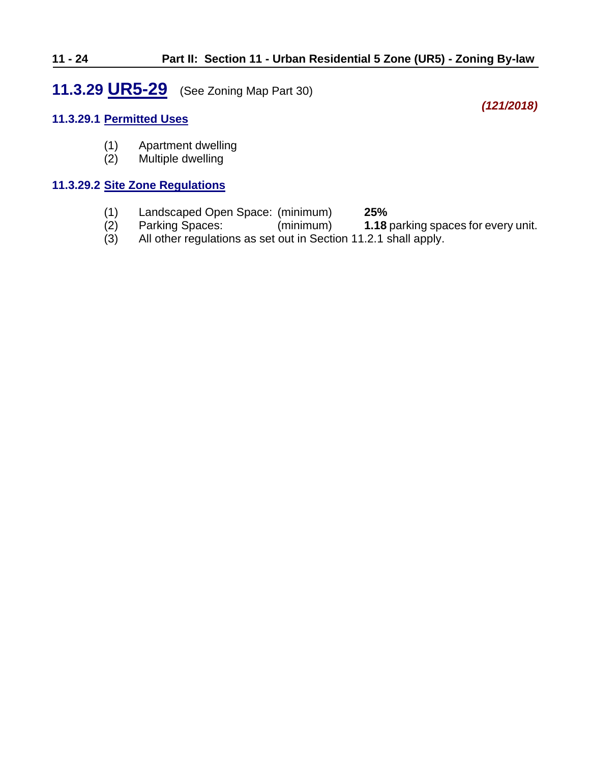## 11.3.29 UR5-29 (See Zoning Map Part 30)

***(121/2018)***

### 11.3.29.1 Permitted Uses

(1) Apartment dwelling
(2) Multiple dwelling

### 11.3.29.2 Site Zone Regulations

| | | | |
|---|---|---|---|
| (1) | Landscaped Open Space: | (minimum) | **25%** |
| (2) | Parking Spaces: | (minimum) | **1.18** parking spaces for every unit. |

(3) All other regulations as set out in Section 11.2.1 shall apply.